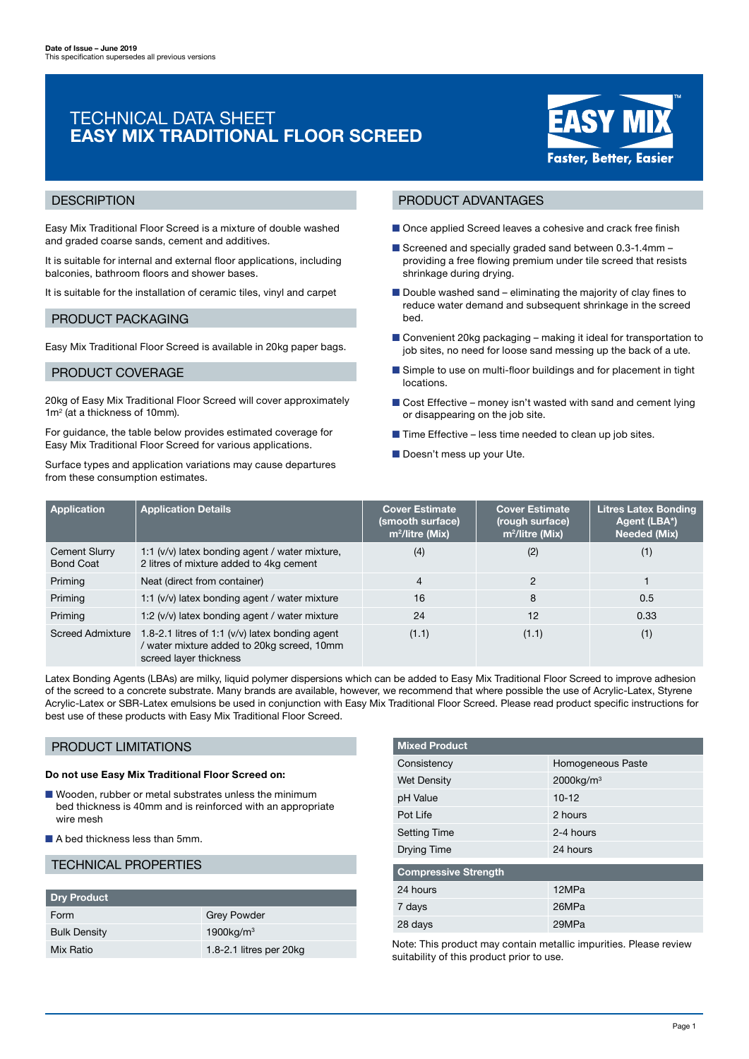**Date of Issue – June 2019**
This specification supersedes all previous versions

# TECHNICAL DATA SHEET
# EASY MIX TRADITIONAL FLOOR SCREED

EASY MIX™ Faster, Better, Easier

## DESCRIPTION

Easy Mix Traditional Floor Screed is a mixture of double washed and graded coarse sands, cement and additives.

It is suitable for internal and external floor applications, including balconies, bathroom floors and shower bases.

It is suitable for the installation of ceramic tiles, vinyl and carpet

## PRODUCT PACKAGING

Easy Mix Traditional Floor Screed is available in 20kg paper bags.

## PRODUCT COVERAGE

20kg of Easy Mix Traditional Floor Screed will cover approximately 1m² (at a thickness of 10mm).

For guidance, the table below provides estimated coverage for Easy Mix Traditional Floor Screed for various applications.

Surface types and application variations may cause departures from these consumption estimates.

## PRODUCT ADVANTAGES

- Once applied Screed leaves a cohesive and crack free finish
- Screened and specially graded sand between 0.3-1.4mm – providing a free flowing premium under tile screed that resists shrinkage during drying.
- Double washed sand – eliminating the majority of clay fines to reduce water demand and subsequent shrinkage in the screed bed.
- Convenient 20kg packaging – making it ideal for transportation to job sites, no need for loose sand messing up the back of a ute.
- Simple to use on multi-floor buildings and for placement in tight locations.
- Cost Effective – money isn't wasted with sand and cement lying or disappearing on the job site.
- Time Effective – less time needed to clean up job sites.
- Doesn't mess up your Ute.

| Application | Application Details | Cover Estimate (smooth surface) m²/litre (Mix) | Cover Estimate (rough surface) m²/litre (Mix) | Litres Latex Bonding Agent (LBA*) Needed (Mix) |
|---|---|---|---|---|
| Cement Slurry Bond Coat | 1:1 (v/v) latex bonding agent / water mixture, 2 litres of mixture added to 4kg cement | (4) | (2) | (1) |
| Priming | Neat (direct from container) | 4 | 2 | 1 |
| Priming | 1:1 (v/v) latex bonding agent / water mixture | 16 | 8 | 0.5 |
| Priming | 1:2 (v/v) latex bonding agent / water mixture | 24 | 12 | 0.33 |
| Screed Admixture | 1.8-2.1 litres of 1:1 (v/v) latex bonding agent / water mixture added to 20kg screed, 10mm screed layer thickness | (1.1) | (1.1) | (1) |

Latex Bonding Agents (LBAs) are milky, liquid polymer dispersions which can be added to Easy Mix Traditional Floor Screed to improve adhesion of the screed to a concrete substrate. Many brands are available, however, we recommend that where possible the use of Acrylic-Latex, Styrene Acrylic-Latex or SBR-Latex emulsions be used in conjunction with Easy Mix Traditional Floor Screed. Please read product specific instructions for best use of these products with Easy Mix Traditional Floor Screed.

## PRODUCT LIMITATIONS

**Do not use Easy Mix Traditional Floor Screed on:**

- Wooden, rubber or metal substrates unless the minimum bed thickness is 40mm and is reinforced with an appropriate wire mesh
- A bed thickness less than 5mm.

## TECHNICAL PROPERTIES

| Dry Product | |
|---|---|
| Form | Grey Powder |
| Bulk Density | 1900kg/m³ |
| Mix Ratio | 1.8-2.1 litres per 20kg |

| Mixed Product | |
|---|---|
| Consistency | Homogeneous Paste |
| Wet Density | 2000kg/m³ |
| pH Value | 10-12 |
| Pot Life | 2 hours |
| Setting Time | 2-4 hours |
| Drying Time | 24 hours |

| Compressive Strength | |
|---|---|
| 24 hours | 12MPa |
| 7 days | 26MPa |
| 28 days | 29MPa |

Note: This product may contain metallic impurities. Please review suitability of this product prior to use.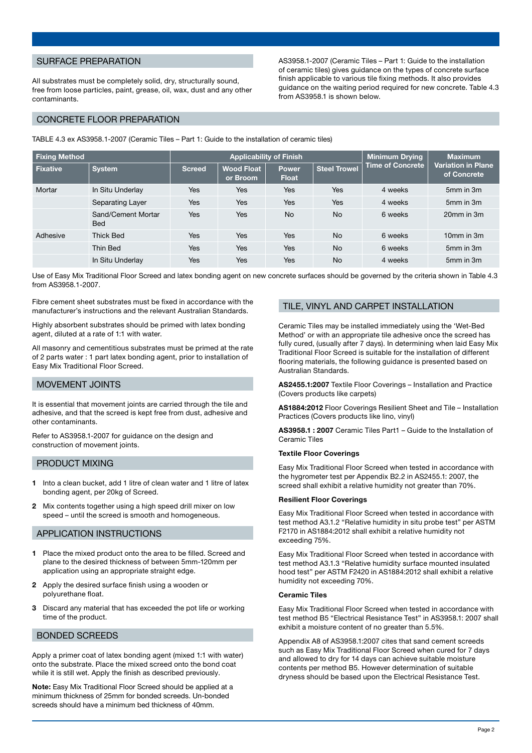## SURFACE PREPARATION

All substrates must be completely solid, dry, structurally sound, free from loose particles, paint, grease, oil, wax, dust and any other contaminants.

AS3958.1-2007 (Ceramic Tiles – Part 1: Guide to the installation of ceramic tiles) gives guidance on the types of concrete surface finish applicable to various tile fixing methods. It also provides guidance on the waiting period required for new concrete. Table 4.3 from AS3958.1 is shown below.

## CONCRETE FLOOR PREPARATION

TABLE 4.3 ex AS3958.1-2007 (Ceramic Tiles – Part 1: Guide to the installation of ceramic tiles)

| Fixing Method | | Applicability of Finish | | | | Minimum Drying Time of Concrete | Maximum Variation in Plane of Concrete |
|---|---|---|---|---|---|---|---|
| Fixative | System | Screed | Wood Float or Broom | Power Float | Steel Trowel | | |
| Mortar | In Situ Underlay | Yes | Yes | Yes | Yes | 4 weeks | 5mm in 3m |
| | Separating Layer | Yes | Yes | Yes | Yes | 4 weeks | 5mm in 3m |
| | Sand/Cement Mortar Bed | Yes | Yes | No | No | 6 weeks | 20mm in 3m |
| Adhesive | Thick Bed | Yes | Yes | Yes | No | 6 weeks | 10mm in 3m |
| | Thin Bed | Yes | Yes | Yes | No | 6 weeks | 5mm in 3m |
| | In Situ Underlay | Yes | Yes | Yes | No | 4 weeks | 5mm in 3m |

Use of Easy Mix Traditional Floor Screed and latex bonding agent on new concrete surfaces should be governed by the criteria shown in Table 4.3 from AS3958.1-2007.

Fibre cement sheet substrates must be fixed in accordance with the manufacturer's instructions and the relevant Australian Standards.

Highly absorbent substrates should be primed with latex bonding agent, diluted at a rate of 1:1 with water.

All masonry and cementitious substrates must be primed at the rate of 2 parts water : 1 part latex bonding agent, prior to installation of Easy Mix Traditional Floor Screed.

## MOVEMENT JOINTS

It is essential that movement joints are carried through the tile and adhesive, and that the screed is kept free from dust, adhesive and other contaminants.

Refer to AS3958.1-2007 for guidance on the design and construction of movement joints.

## PRODUCT MIXING

1. Into a clean bucket, add 1 litre of clean water and 1 litre of latex bonding agent, per 20kg of Screed.
2. Mix contents together using a high speed drill mixer on low speed – until the screed is smooth and homogeneous.

## APPLICATION INSTRUCTIONS

1. Place the mixed product onto the area to be filled. Screed and plane to the desired thickness of between 5mm-120mm per application using an appropriate straight edge.
2. Apply the desired surface finish using a wooden or polyurethane float.
3. Discard any material that has exceeded the pot life or working time of the product.

## BONDED SCREEDS

Apply a primer coat of latex bonding agent (mixed 1:1 with water) onto the substrate. Place the mixed screed onto the bond coat while it is still wet. Apply the finish as described previously.

**Note:** Easy Mix Traditional Floor Screed should be applied at a minimum thickness of 25mm for bonded screeds. Un-bonded screeds should have a minimum bed thickness of 40mm.

## TILE, VINYL AND CARPET INSTALLATION

Ceramic Tiles may be installed immediately using the 'Wet-Bed Method' or with an appropriate tile adhesive once the screed has fully cured, (usually after 7 days). In determining when laid Easy Mix Traditional Floor Screed is suitable for the installation of different flooring materials, the following guidance is presented based on Australian Standards.

**AS2455.1:2007** Textile Floor Coverings – Installation and Practice (Covers products like carpets)

**AS1884:2012** Floor Coverings Resilient Sheet and Tile – Installation Practices (Covers products like lino, vinyl)

**AS3958.1 : 2007** Ceramic Tiles Part1 – Guide to the Installation of Ceramic Tiles

**Textile Floor Coverings**

Easy Mix Traditional Floor Screed when tested in accordance with the hygrometer test per Appendix B2.2 in AS2455.1: 2007, the screed shall exhibit a relative humidity not greater than 70%.

**Resilient Floor Coverings**

Easy Mix Traditional Floor Screed when tested in accordance with test method A3.1.2 "Relative humidity in situ probe test" per ASTM F2170 in AS1884:2012 shall exhibit a relative humidity not exceeding 75%.

Easy Mix Traditional Floor Screed when tested in accordance with test method A3.1.3 "Relative humidity surface mounted insulated hood test" per ASTM F2420 in AS1884:2012 shall exhibit a relative humidity not exceeding 70%.

**Ceramic Tiles**

Easy Mix Traditional Floor Screed when tested in accordance with test method B5 "Electrical Resistance Test" in AS3958.1: 2007 shall exhibit a moisture content of no greater than 5.5%.

Appendix A8 of AS3958.1:2007 cites that sand cement screeds such as Easy Mix Traditional Floor Screed when cured for 7 days and allowed to dry for 14 days can achieve suitable moisture contents per method B5. However determination of suitable dryness should be based upon the Electrical Resistance Test.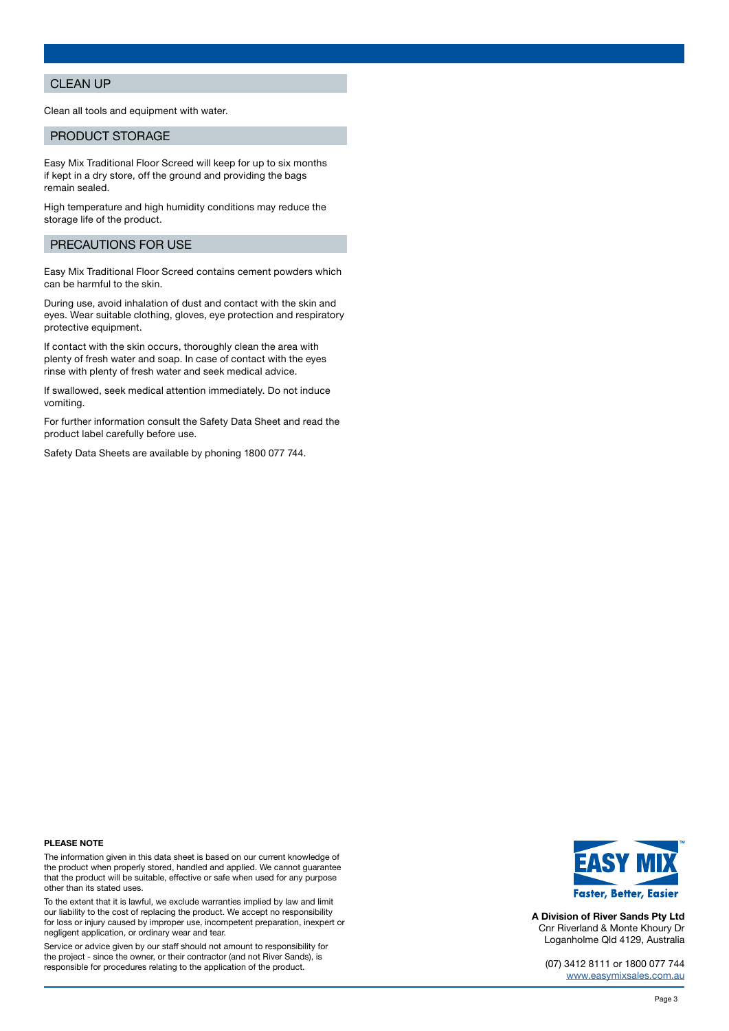## CLEAN UP

Clean all tools and equipment with water.

## PRODUCT STORAGE

Easy Mix Traditional Floor Screed will keep for up to six months if kept in a dry store, off the ground and providing the bags remain sealed.

High temperature and high humidity conditions may reduce the storage life of the product.

## PRECAUTIONS FOR USE

Easy Mix Traditional Floor Screed contains cement powders which can be harmful to the skin.

During use, avoid inhalation of dust and contact with the skin and eyes. Wear suitable clothing, gloves, eye protection and respiratory protective equipment.

If contact with the skin occurs, thoroughly clean the area with plenty of fresh water and soap. In case of contact with the eyes rinse with plenty of fresh water and seek medical advice.

If swallowed, seek medical attention immediately. Do not induce vomiting.

For further information consult the Safety Data Sheet and read the product label carefully before use.

Safety Data Sheets are available by phoning 1800 077 744.

**PLEASE NOTE**

The information given in this data sheet is based on our current knowledge of the product when properly stored, handled and applied. We cannot guarantee that the product will be suitable, effective or safe when used for any purpose other than its stated uses.

To the extent that it is lawful, we exclude warranties implied by law and limit our liability to the cost of replacing the product. We accept no responsibility for loss or injury caused by improper use, incompetent preparation, inexpert or negligent application, or ordinary wear and tear.

Service or advice given by our staff should not amount to responsibility for the project - since the owner, or their contractor (and not River Sands), is responsible for procedures relating to the application of the product.

EASY MIX™

Faster, Better, Easier

**A Division of River Sands Pty Ltd**
Cnr Riverland & Monte Khoury Dr
Loganholme Qld 4129, Australia

(07) 3412 8111 or 1800 077 744
www.easymixsales.com.au